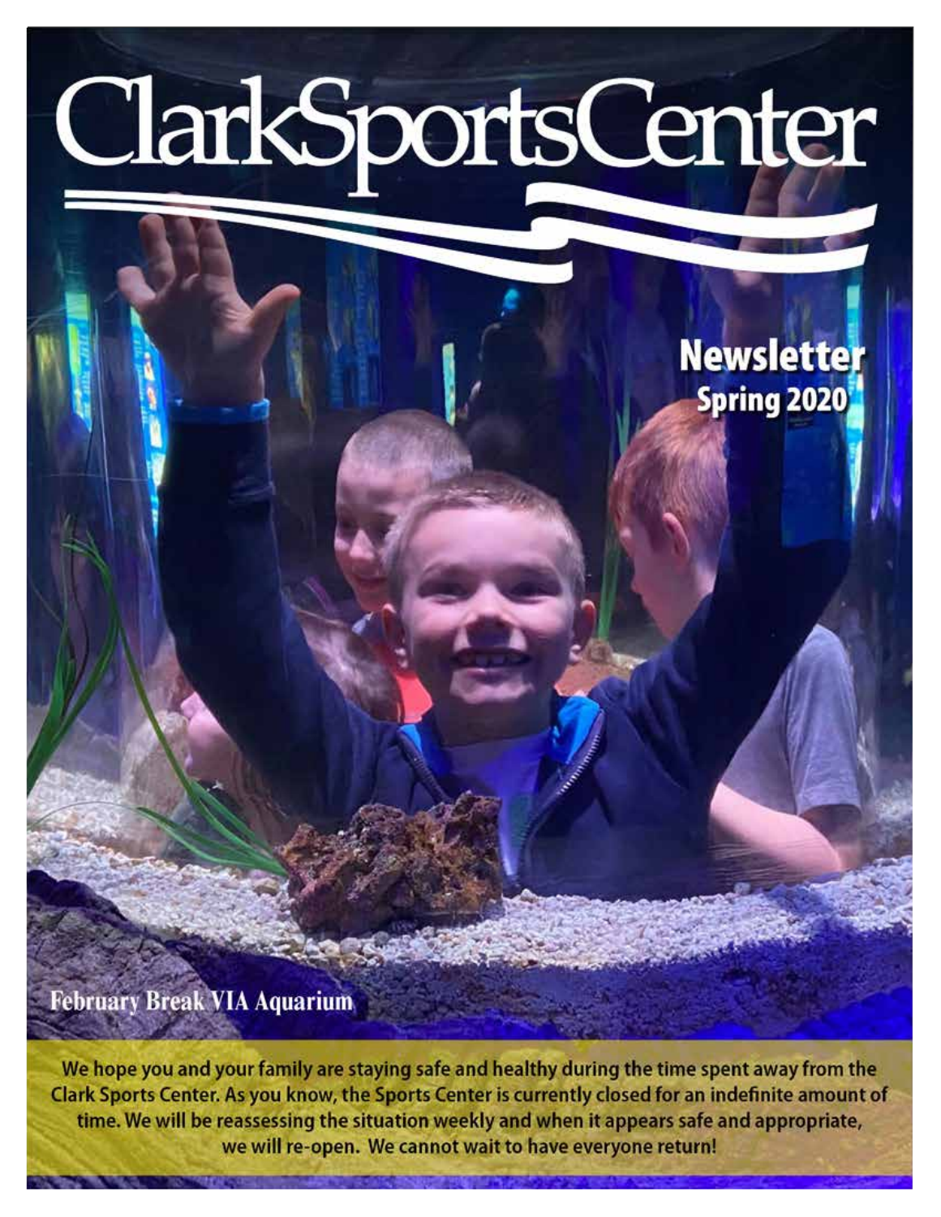# ClarkSportsCenter

## Newsletter
### Spring 2020

February Break VIA Aquarium

We hope you and your family are staying safe and healthy during the time spent away from the Clark Sports Center. As you know, the Sports Center is currently closed for an indefinite amount of time. We will be reassessing the situation weekly and when it appears safe and appropriate, we will re-open. We cannot wait to have everyone return!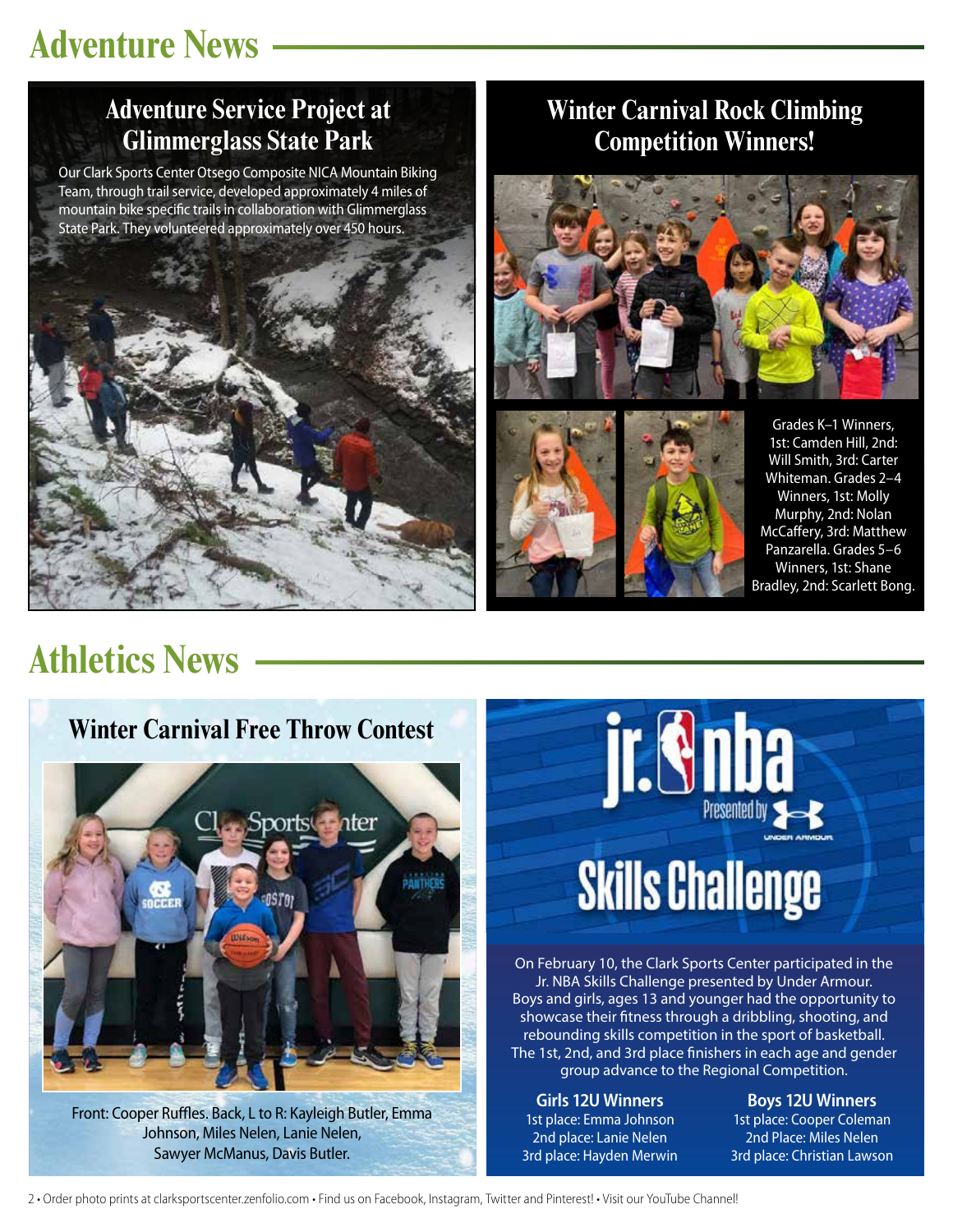# Adventure News

## Adventure Service Project at Glimmerglass State Park

Our Clark Sports Center Otsego Composite NICA Mountain Biking Team, through trail service, developed approximately 4 miles of mountain bike specific trails in collaboration with Glimmerglass State Park. They volunteered approximately over 450 hours.

## Winter Carnival Rock Climbing Competition Winners!

Grades K–1 Winners, 1st: Camden Hill, 2nd: Will Smith, 3rd: Carter Whiteman. Grades 2–4 Winners, 1st: Molly Murphy, 2nd: Nolan McCaffery, 3rd: Matthew Panzarella. Grades 5–6 Winners, 1st: Shane Bradley, 2nd: Scarlett Bong.

# Athletics News

## Winter Carnival Free Throw Contest

Front: Cooper Ruffles. Back, L to R: Kayleigh Butler, Emma Johnson, Miles Nelen, Lanie Nelen, Sawyer McManus, Davis Butler.

## jr. nba Presented by Under Armour Skills Challenge

On February 10, the Clark Sports Center participated in the Jr. NBA Skills Challenge presented by Under Armour. Boys and girls, ages 13 and younger had the opportunity to showcase their fitness through a dribbling, shooting, and rebounding skills competition in the sport of basketball. The 1st, 2nd, and 3rd place finishers in each age and gender group advance to the Regional Competition.

**Girls 12U Winners**
1st place: Emma Johnson
2nd place: Lanie Nelen
3rd place: Hayden Merwin

**Boys 12U Winners**
1st place: Cooper Coleman
2nd Place: Miles Nelen
3rd place: Christian Lawson

Order photo prints at clarksportscenter.zenfolio.com • Find us on Facebook, Instagram, Twitter and Pinterest! • Visit our YouTube Channel!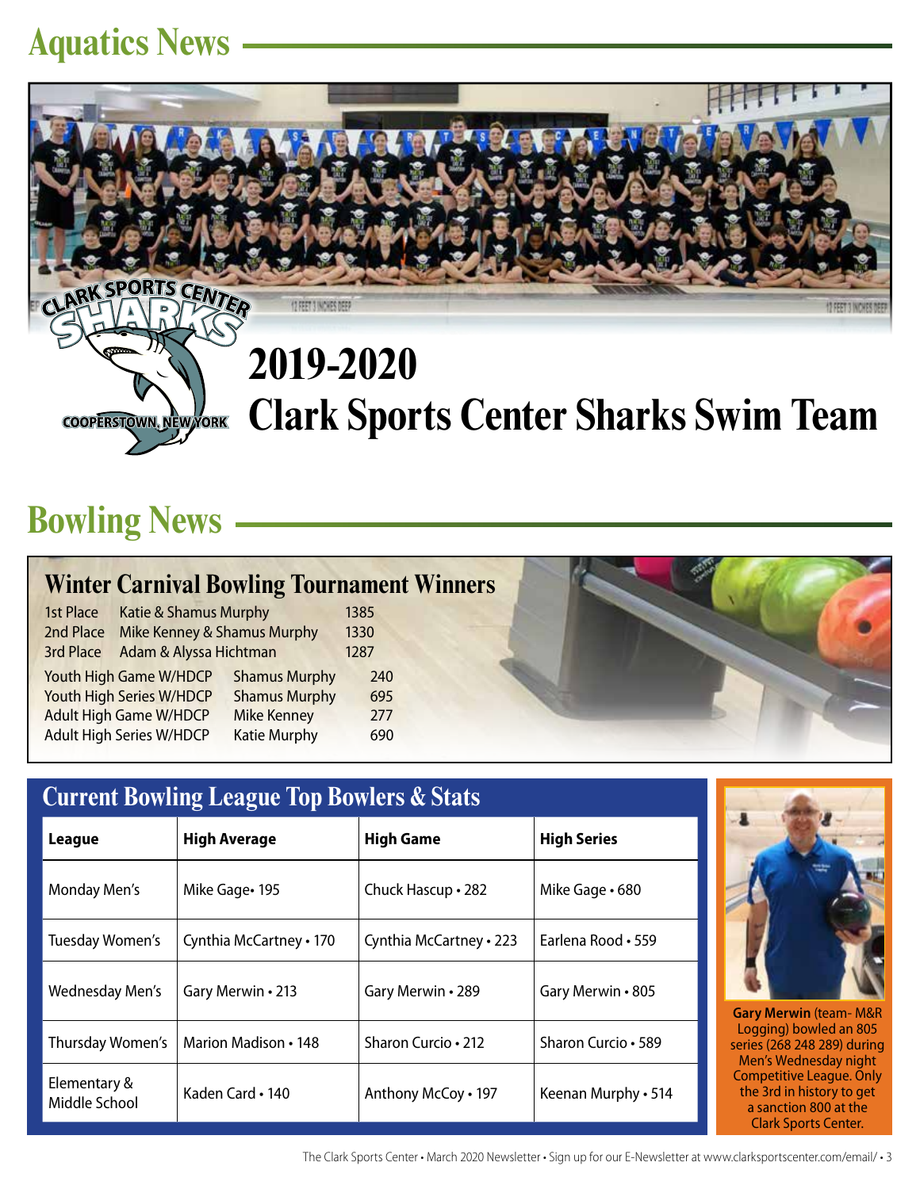# Aquatics News

## 2019-2020
## Clark Sports Center Sharks Swim Team

# Bowling News

## Winter Carnival Bowling Tournament Winners

| | | |
|---|---|---|
| 1st Place | Katie & Shamus Murphy | 1385 |
| 2nd Place | Mike Kenney & Shamus Murphy | 1330 |
| 3rd Place | Adam & Alyssa Hichtman | 1287 |

| | | |
|---|---|---|
| Youth High Game W/HDCP | Shamus Murphy | 240 |
| Youth High Series W/HDCP | Shamus Murphy | 695 |
| Adult High Game W/HDCP | Mike Kenney | 277 |
| Adult High Series W/HDCP | Katie Murphy | 690 |

## Current Bowling League Top Bowlers & Stats

| League | High Average | High Game | High Series |
|---|---|---|---|
| Monday Men's | Mike Gage• 195 | Chuck Hascup • 282 | Mike Gage • 680 |
| Tuesday Women's | Cynthia McCartney • 170 | Cynthia McCartney • 223 | Earlena Rood • 559 |
| Wednesday Men's | Gary Merwin • 213 | Gary Merwin • 289 | Gary Merwin • 805 |
| Thursday Women's | Marion Madison • 148 | Sharon Curcio • 212 | Sharon Curcio • 589 |
| Elementary & Middle School | Kaden Card • 140 | Anthony McCoy • 197 | Keenan Murphy • 514 |

**Gary Merwin** (team- M&R Logging) bowled an 805 series (268 248 289) during Men's Wednesday night Competitive League. Only the 3rd in history to get a sanction 800 at the Clark Sports Center.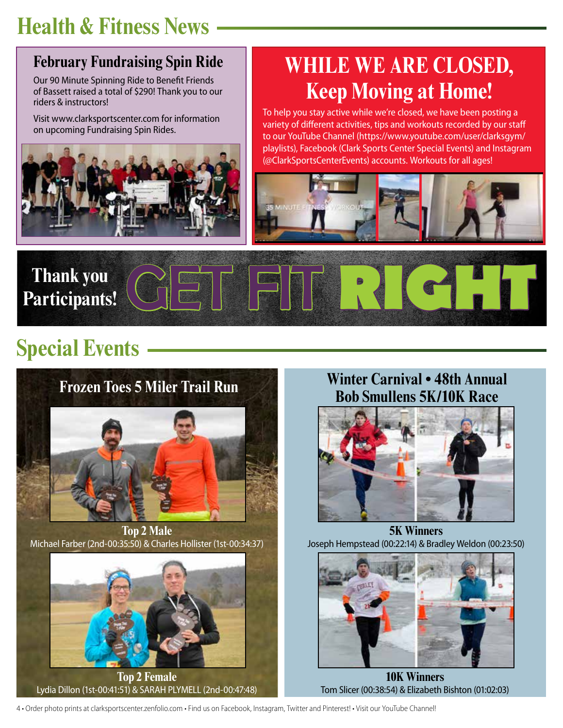# Health & Fitness News

## February Fundraising Spin Ride

Our 90 Minute Spinning Ride to Benefit Friends of Bassett raised a total of $290! Thank you to our riders & instructors!

Visit www.clarksportscenter.com for information on upcoming Fundraising Spin Rides.

## WHILE WE ARE CLOSED, Keep Moving at Home!

To help you stay active while we're closed, we have been posting a variety of different activities, tips and workouts recorded by our staff to our YouTube Channel (https://www.youtube.com/user/clarksgym/playlists), Facebook (Clark Sports Center Special Events) and Instagram (@ClarkSportsCenterEvents) accounts. Workouts for all ages!

## Thank you Participants! GET FIT RIGHT

# Special Events

## Frozen Toes 5 Miler Trail Run

**Top 2 Male**
Michael Farber (2nd-00:35:50) & Charles Hollister (1st-00:34:37)

**Top 2 Female**
Lydia Dillon (1st-00:41:51) & SARAH PLYMELL (2nd-00:47:48)

## Winter Carnival • 48th Annual Bob Smullens 5K/10K Race

**5K Winners**
Joseph Hempstead (00:22:14) & Bradley Weldon (00:23:50)

**10K Winners**
Tom Slicer (00:38:54) & Elizabeth Bishton (01:02:03)

Order photo prints at clarksportscenter.zenfolio.com • Find us on Facebook, Instagram, Twitter and Pinterest! • Visit our YouTube Channel!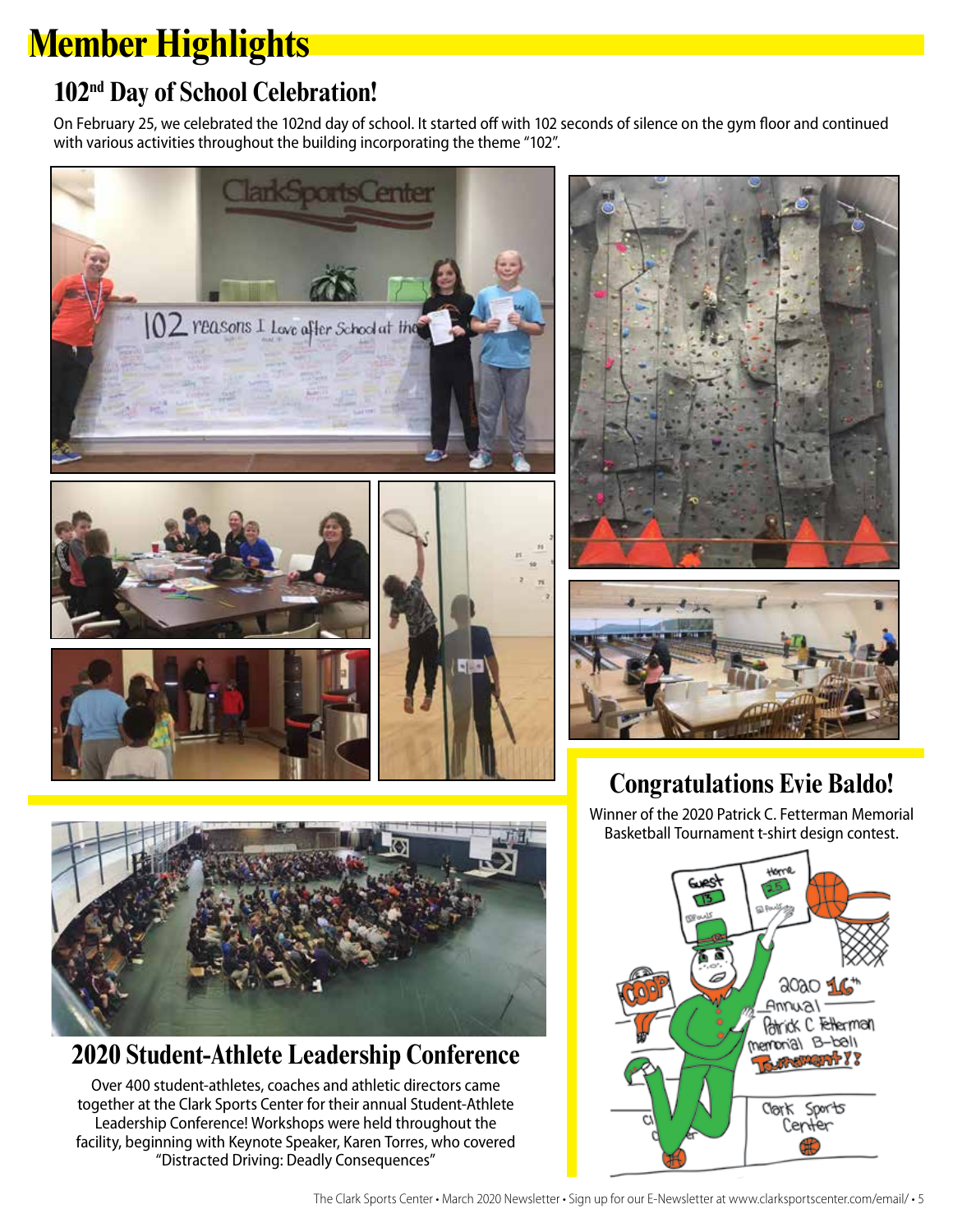# Member Highlights

## 102nd Day of School Celebration!

On February 25, we celebrated the 102nd day of school. It started off with 102 seconds of silence on the gym floor and continued with various activities throughout the building incorporating the theme "102".

## Congratulations Evie Baldo!

Winner of the 2020 Patrick C. Fetterman Memorial Basketball Tournament t-shirt design contest.

## 2020 Student-Athlete Leadership Conference

Over 400 student-athletes, coaches and athletic directors came together at the Clark Sports Center for their annual Student-Athlete Leadership Conference! Workshops were held throughout the facility, beginning with Keynote Speaker, Karen Torres, who covered "Distracted Driving: Deadly Consequences"